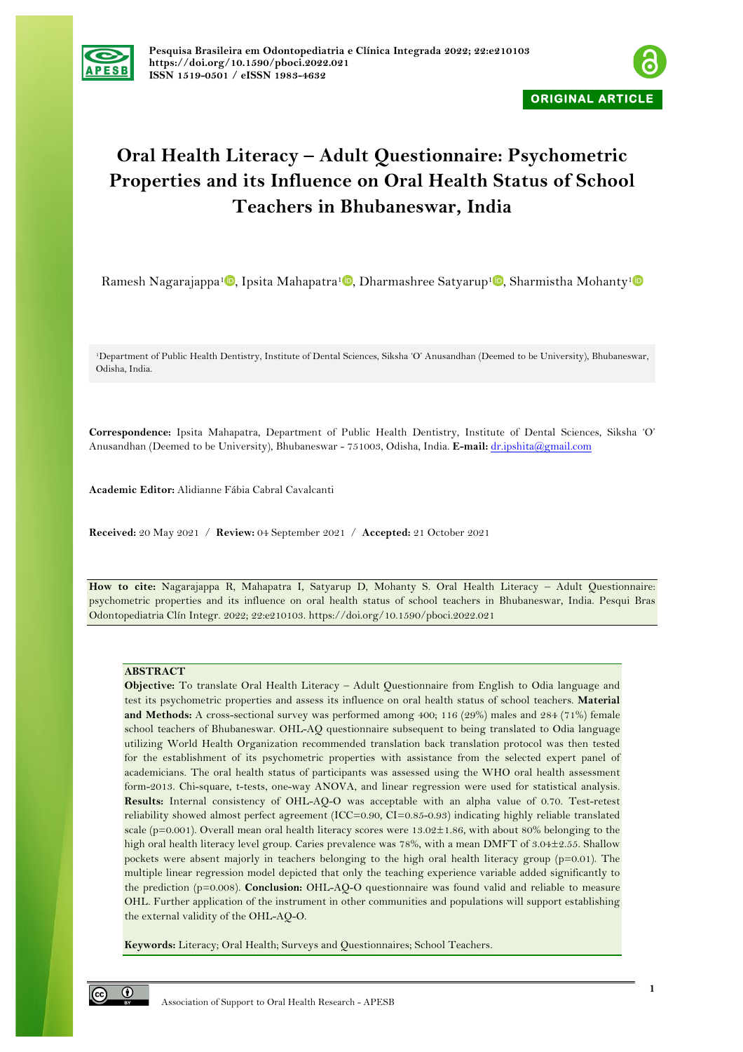ORIGINAL ARTICLE

# Oral Health Literacy – Adult Questionnaire: Psychometric Properties and its Influence on Oral Health Status of School Teachers in Bhubaneswar, India

Ramesh Nagarajappa[1], Ipsita Mahapatra[1], Dharmashree Satyarup[1], Sharmistha Mohanty[1]

[1]Department of Public Health Dentistry, Institute of Dental Sciences, Siksha 'O' Anusandhan (Deemed to be University), Bhubaneswar, Odisha, India.

**Correspondence:** Ipsita Mahapatra, Department of Public Health Dentistry, Institute of Dental Sciences, Siksha 'O' Anusandhan (Deemed to be University), Bhubaneswar - 751003, Odisha, India. **E-mail:** dr.ipshita@gmail.com

**Academic Editor:** Alidianne Fábia Cabral Cavalcanti

**Received:** 20 May 2021 / **Review:** 04 September 2021 / **Accepted:** 21 October 2021

**How to cite:** Nagarajappa R, Mahapatra I, Satyarup D, Mohanty S. Oral Health Literacy – Adult Questionnaire: psychometric properties and its influence on oral health status of school teachers in Bhubaneswar, India. Pesqui Bras Odontopediatria Clín Integr. 2022; 22:e210103. https://doi.org/10.1590/pboci.2022.021

## ABSTRACT

**Objective:** To translate Oral Health Literacy – Adult Questionnaire from English to Odia language and test its psychometric properties and assess its influence on oral health status of school teachers. **Material and Methods:** A cross-sectional survey was performed among 400; 116 (29%) males and 284 (71%) female school teachers of Bhubaneswar. OHL-AQ questionnaire subsequent to being translated to Odia language utilizing World Health Organization recommended translation back translation protocol was then tested for the establishment of its psychometric properties with assistance from the selected expert panel of academicians. The oral health status of participants was assessed using the WHO oral health assessment form-2013. Chi-square, t-tests, one-way ANOVA, and linear regression were used for statistical analysis. **Results:** Internal consistency of OHL-AQ-O was acceptable with an alpha value of 0.70. Test-retest reliability showed almost perfect agreement (ICC=0.90, CI=0.85-0.93) indicating highly reliable translated scale (p=0.001). Overall mean oral health literacy scores were 13.02±1.86, with about 80% belonging to the high oral health literacy level group. Caries prevalence was 78%, with a mean DMFT of 3.04±2.55. Shallow pockets were absent majorly in teachers belonging to the high oral health literacy group (p=0.01). The multiple linear regression model depicted that only the teaching experience variable added significantly to the prediction (p=0.008). **Conclusion:** OHL-AQ-O questionnaire was found valid and reliable to measure OHL. Further application of the instrument in other communities and populations will support establishing the external validity of the OHL-AQ-O.

**Keywords:** Literacy; Oral Health; Surveys and Questionnaires; School Teachers.

Association of Support to Oral Health Research - APESB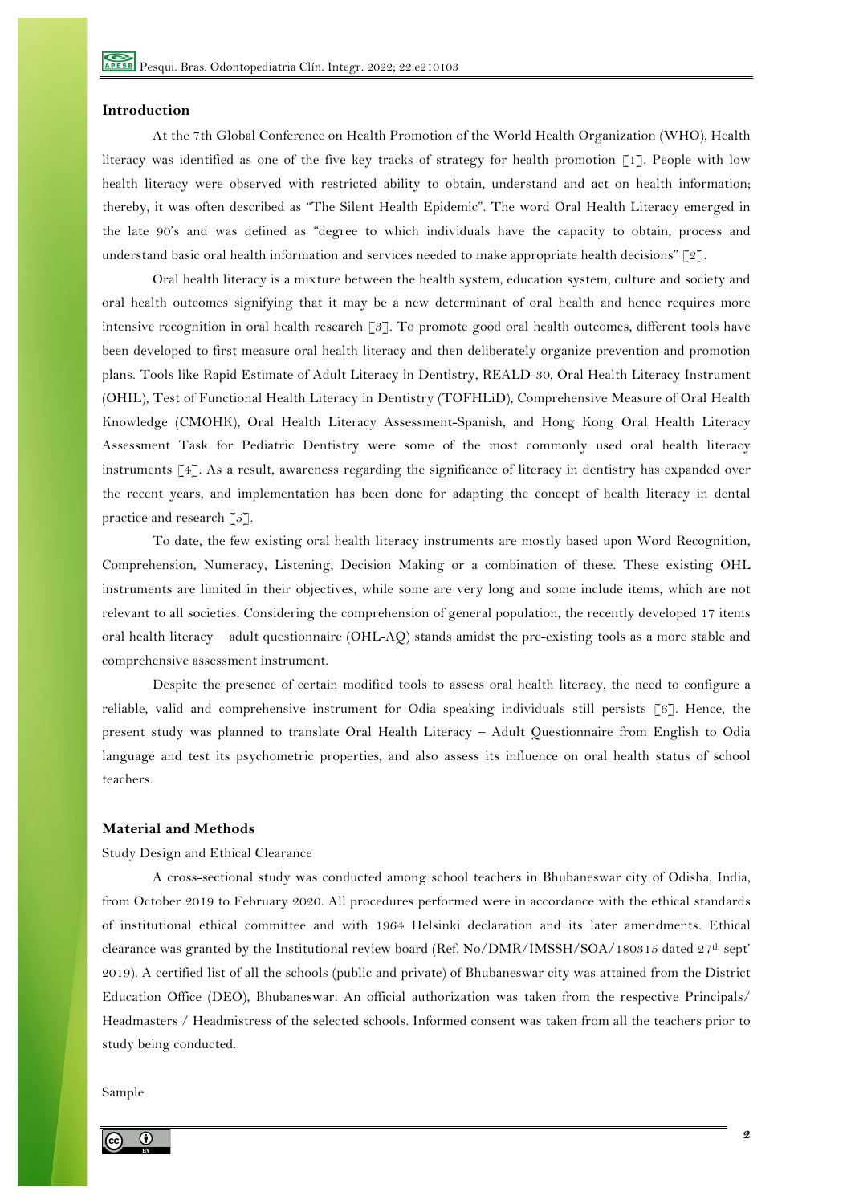## Introduction

At the 7th Global Conference on Health Promotion of the World Health Organization (WHO), Health literacy was identified as one of the five key tracks of strategy for health promotion [1]. People with low health literacy were observed with restricted ability to obtain, understand and act on health information; thereby, it was often described as "The Silent Health Epidemic". The word Oral Health Literacy emerged in the late 90's and was defined as "degree to which individuals have the capacity to obtain, process and understand basic oral health information and services needed to make appropriate health decisions" [2].

Oral health literacy is a mixture between the health system, education system, culture and society and oral health outcomes signifying that it may be a new determinant of oral health and hence requires more intensive recognition in oral health research [3]. To promote good oral health outcomes, different tools have been developed to first measure oral health literacy and then deliberately organize prevention and promotion plans. Tools like Rapid Estimate of Adult Literacy in Dentistry, REALD-30, Oral Health Literacy Instrument (OHIL), Test of Functional Health Literacy in Dentistry (TOFHLiD), Comprehensive Measure of Oral Health Knowledge (CMOHK), Oral Health Literacy Assessment-Spanish, and Hong Kong Oral Health Literacy Assessment Task for Pediatric Dentistry were some of the most commonly used oral health literacy instruments [4]. As a result, awareness regarding the significance of literacy in dentistry has expanded over the recent years, and implementation has been done for adapting the concept of health literacy in dental practice and research [5].

To date, the few existing oral health literacy instruments are mostly based upon Word Recognition, Comprehension, Numeracy, Listening, Decision Making or a combination of these. These existing OHL instruments are limited in their objectives, while some are very long and some include items, which are not relevant to all societies. Considering the comprehension of general population, the recently developed 17 items oral health literacy – adult questionnaire (OHL-AQ) stands amidst the pre-existing tools as a more stable and comprehensive assessment instrument.

Despite the presence of certain modified tools to assess oral health literacy, the need to configure a reliable, valid and comprehensive instrument for Odia speaking individuals still persists [6]. Hence, the present study was planned to translate Oral Health Literacy – Adult Questionnaire from English to Odia language and test its psychometric properties, and also assess its influence on oral health status of school teachers.

## Material and Methods

Study Design and Ethical Clearance

A cross-sectional study was conducted among school teachers in Bhubaneswar city of Odisha, India, from October 2019 to February 2020. All procedures performed were in accordance with the ethical standards of institutional ethical committee and with 1964 Helsinki declaration and its later amendments. Ethical clearance was granted by the Institutional review board (Ref. No/DMR/IMSSH/SOA/180315 dated 27th sept' 2019). A certified list of all the schools (public and private) of Bhubaneswar city was attained from the District Education Office (DEO), Bhubaneswar. An official authorization was taken from the respective Principals/ Headmasters / Headmistress of the selected schools. Informed consent was taken from all the teachers prior to study being conducted.

Sample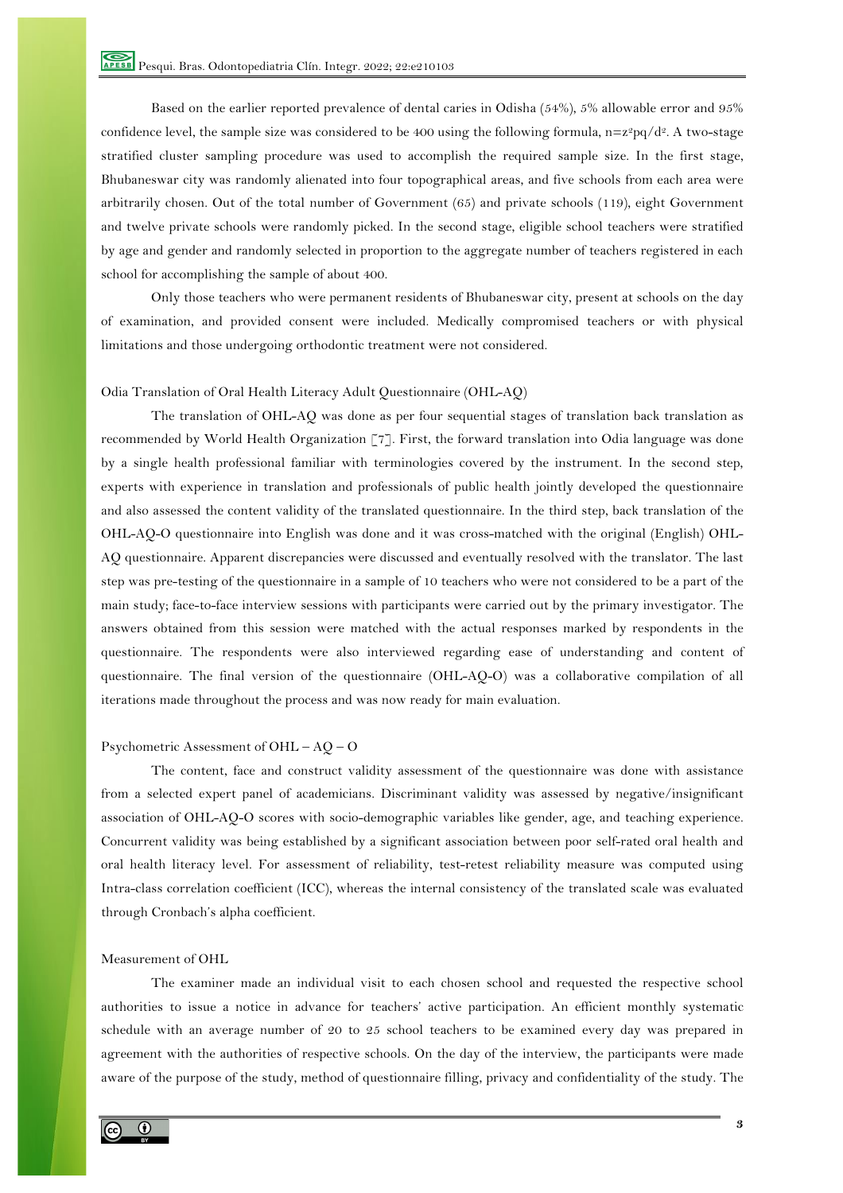Based on the earlier reported prevalence of dental caries in Odisha (54%), 5% allowable error and 95% confidence level, the sample size was considered to be 400 using the following formula, $n=z^2pq/d^2$. A two-stage stratified cluster sampling procedure was used to accomplish the required sample size. In the first stage, Bhubaneswar city was randomly alienated into four topographical areas, and five schools from each area were arbitrarily chosen. Out of the total number of Government (65) and private schools (119), eight Government and twelve private schools were randomly picked. In the second stage, eligible school teachers were stratified by age and gender and randomly selected in proportion to the aggregate number of teachers registered in each school for accomplishing the sample of about 400.

Only those teachers who were permanent residents of Bhubaneswar city, present at schools on the day of examination, and provided consent were included. Medically compromised teachers or with physical limitations and those undergoing orthodontic treatment were not considered.

### Odia Translation of Oral Health Literacy Adult Questionnaire (OHL-AQ)

The translation of OHL-AQ was done as per four sequential stages of translation back translation as recommended by World Health Organization [7]. First, the forward translation into Odia language was done by a single health professional familiar with terminologies covered by the instrument. In the second step, experts with experience in translation and professionals of public health jointly developed the questionnaire and also assessed the content validity of the translated questionnaire. In the third step, back translation of the OHL-AQ-O questionnaire into English was done and it was cross-matched with the original (English) OHL-AQ questionnaire. Apparent discrepancies were discussed and eventually resolved with the translator. The last step was pre-testing of the questionnaire in a sample of 10 teachers who were not considered to be a part of the main study; face-to-face interview sessions with participants were carried out by the primary investigator. The answers obtained from this session were matched with the actual responses marked by respondents in the questionnaire. The respondents were also interviewed regarding ease of understanding and content of questionnaire. The final version of the questionnaire (OHL-AQ-O) was a collaborative compilation of all iterations made throughout the process and was now ready for main evaluation.

### Psychometric Assessment of OHL – AQ – O

The content, face and construct validity assessment of the questionnaire was done with assistance from a selected expert panel of academicians. Discriminant validity was assessed by negative/insignificant association of OHL-AQ-O scores with socio-demographic variables like gender, age, and teaching experience. Concurrent validity was being established by a significant association between poor self-rated oral health and oral health literacy level. For assessment of reliability, test-retest reliability measure was computed using Intra-class correlation coefficient (ICC), whereas the internal consistency of the translated scale was evaluated through Cronbach's alpha coefficient.

### Measurement of OHL

The examiner made an individual visit to each chosen school and requested the respective school authorities to issue a notice in advance for teachers' active participation. An efficient monthly systematic schedule with an average number of 20 to 25 school teachers to be examined every day was prepared in agreement with the authorities of respective schools. On the day of the interview, the participants were made aware of the purpose of the study, method of questionnaire filling, privacy and confidentiality of the study. The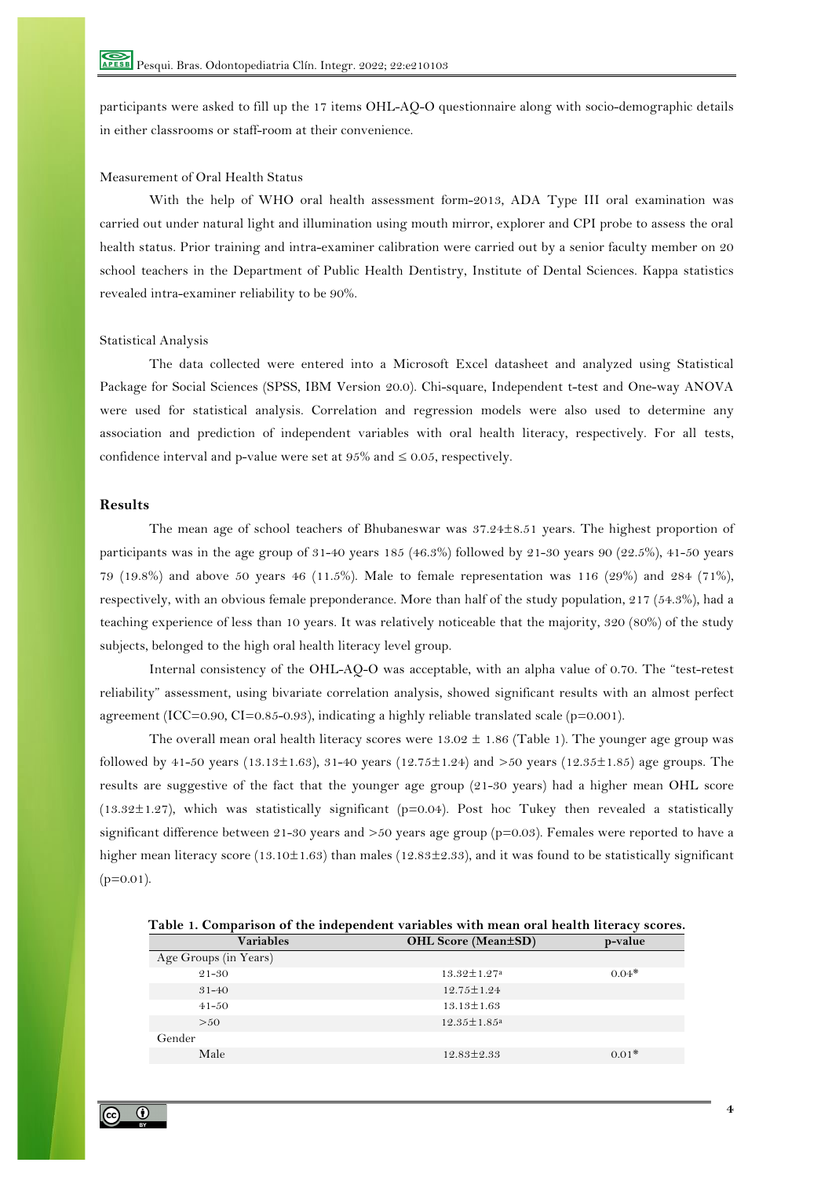participants were asked to fill up the 17 items OHL-AQ-O questionnaire along with socio-demographic details in either classrooms or staff-room at their convenience.

### Measurement of Oral Health Status

With the help of WHO oral health assessment form-2013, ADA Type III oral examination was carried out under natural light and illumination using mouth mirror, explorer and CPI probe to assess the oral health status. Prior training and intra-examiner calibration were carried out by a senior faculty member on 20 school teachers in the Department of Public Health Dentistry, Institute of Dental Sciences. Kappa statistics revealed intra-examiner reliability to be 90%.

### Statistical Analysis

The data collected were entered into a Microsoft Excel datasheet and analyzed using Statistical Package for Social Sciences (SPSS, IBM Version 20.0). Chi-square, Independent t-test and One-way ANOVA were used for statistical analysis. Correlation and regression models were also used to determine any association and prediction of independent variables with oral health literacy, respectively. For all tests, confidence interval and p-value were set at 95% and $\leq 0.05$, respectively.

## Results

The mean age of school teachers of Bhubaneswar was 37.24±8.51 years. The highest proportion of participants was in the age group of 31-40 years 185 (46.3%) followed by 21-30 years 90 (22.5%), 41-50 years 79 (19.8%) and above 50 years 46 (11.5%). Male to female representation was 116 (29%) and 284 (71%), respectively, with an obvious female preponderance. More than half of the study population, 217 (54.3%), had a teaching experience of less than 10 years. It was relatively noticeable that the majority, 320 (80%) of the study subjects, belonged to the high oral health literacy level group.

Internal consistency of the OHL-AQ-O was acceptable, with an alpha value of 0.70. The "test-retest reliability" assessment, using bivariate correlation analysis, showed significant results with an almost perfect agreement (ICC=0.90, CI=0.85-0.93), indicating a highly reliable translated scale (p=0.001).

The overall mean oral health literacy scores were 13.02 ± 1.86 (Table 1). The younger age group was followed by 41-50 years (13.13±1.63), 31-40 years (12.75±1.24) and >50 years (12.35±1.85) age groups. The results are suggestive of the fact that the younger age group (21-30 years) had a higher mean OHL score (13.32±1.27), which was statistically significant (p=0.04). Post hoc Tukey then revealed a statistically significant difference between 21-30 years and >50 years age group (p=0.03). Females were reported to have a higher mean literacy score (13.10±1.63) than males (12.83±2.33), and it was found to be statistically significant (p=0.01).

**Table 1. Comparison of the independent variables with mean oral health literacy scores.**

| Variables | OHL Score (Mean±SD) | p-value |
|---|---|---|
| Age Groups (in Years) | | |
| 21-30 | 13.32±1.27[a] | 0.04* |
| 31-40 | 12.75±1.24 | |
| 41-50 | 13.13±1.63 | |
| >50 | 12.35±1.85[a] | |
| Gender | | |
| Male | 12.83±2.33 | 0.01* |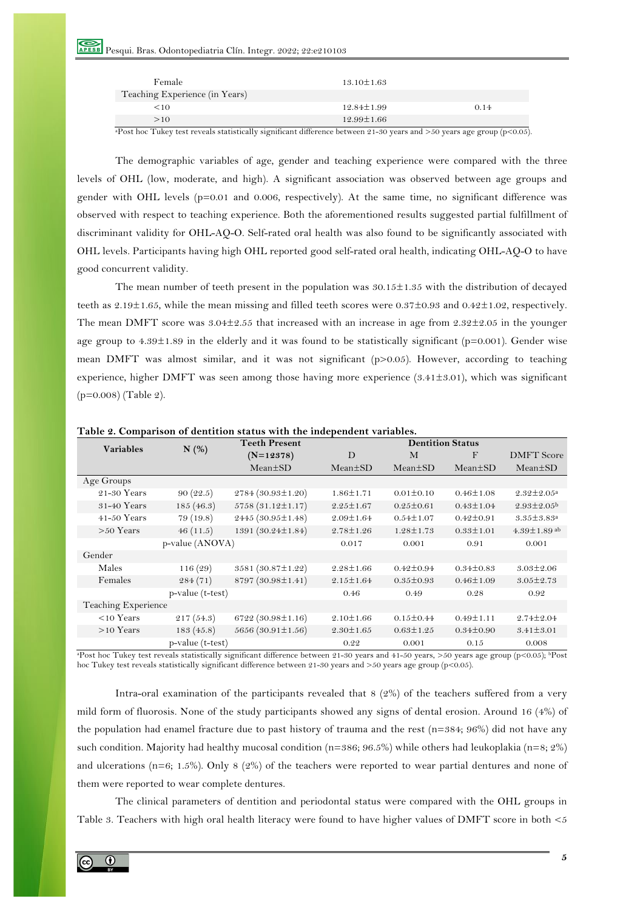| | | |
|---|---|---|
| Female | 13.10±1.63 | |
| Teaching Experience (in Years) | | |
| <10 | 12.84±1.99 | 0.14 |
| >10 | 12.99±1.66 | |

[a]Post hoc Tukey test reveals statistically significant difference between 21-30 years and >50 years age group (p<0.05).

The demographic variables of age, gender and teaching experience were compared with the three levels of OHL (low, moderate, and high). A significant association was observed between age groups and gender with OHL levels (p=0.01 and 0.006, respectively). At the same time, no significant difference was observed with respect to teaching experience. Both the aforementioned results suggested partial fulfillment of discriminant validity for OHL-AQ-O. Self-rated oral health was also found to be significantly associated with OHL levels. Participants having high OHL reported good self-rated oral health, indicating OHL-AQ-O to have good concurrent validity.

The mean number of teeth present in the population was 30.15±1.35 with the distribution of decayed teeth as 2.19±1.65, while the mean missing and filled teeth scores were 0.37±0.93 and 0.42±1.02, respectively. The mean DMFT score was 3.04±2.55 that increased with an increase in age from 2.32±2.05 in the younger age group to 4.39±1.89 in the elderly and it was found to be statistically significant (p=0.001). Gender wise mean DMFT was almost similar, and it was not significant (p>0.05). However, according to teaching experience, higher DMFT was seen among those having more experience (3.41±3.01), which was significant (p=0.008) (Table 2).

**Table 2. Comparison of dentition status with the independent variables.**

| Variables | N (%) | Teeth Present (N=12378) | Dentition Status | | | |
|---|---|---|---|---|---|---|
| | | | D | M | F | DMFT Score |
| | | Mean±SD | Mean±SD | Mean±SD | Mean±SD | Mean±SD |
| Age Groups | | | | | | |
| 21-30 Years | 90 (22.5) | 2784 (30.93±1.20) | 1.86±1.71 | 0.01±0.10 | 0.46±1.08 | 2.32±2.05[a] |
| 31-40 Years | 185 (46.3) | 5758 (31.12±1.17) | 2.25±1.67 | 0.25±0.61 | 0.43±1.04 | 2.93±2.05[b] |
| 41-50 Years | 79 (19.8) | 2445 (30.95±1.48) | 2.09±1.64 | 0.54±1.07 | 0.42±0.91 | 3.35±3.83[a] |
| >50 Years | 46 (11.5) | 1391 (30.24±1.84) | 2.78±1.26 | 1.28±1.73 | 0.33±1.01 | 4.39±1.89[ab] |
| p-value (ANOVA) | | | 0.017 | 0.001 | 0.91 | 0.001 |
| Gender | | | | | | |
| Males | 116 (29) | 3581 (30.87±1.22) | 2.28±1.66 | 0.42±0.94 | 0.34±0.83 | 3.03±2.06 |
| Females | 284 (71) | 8797 (30.98±1.41) | 2.15±1.64 | 0.35±0.93 | 0.46±1.09 | 3.05±2.73 |
| p-value (t-test) | | | 0.46 | 0.49 | 0.28 | 0.92 |
| Teaching Experience | | | | | | |
| <10 Years | 217 (54.3) | 6722 (30.98±1.16) | 2.10±1.66 | 0.15±0.44 | 0.49±1.11 | 2.74±2.04 |
| >10 Years | 183 (45.8) | 5656 (30.91±1.56) | 2.30±1.65 | 0.63±1.25 | 0.34±0.90 | 3.41±3.01 |
| p-value (t-test) | | | 0.22 | 0.001 | 0.15 | 0.008 |

[a]Post hoc Tukey test reveals statistically significant difference between 21-30 years and 41-50 years, >50 years age group (p<0.05); [b]Post hoc Tukey test reveals statistically significant difference between 21-30 years and >50 years age group (p<0.05).

Intra-oral examination of the participants revealed that 8 (2%) of the teachers suffered from a very mild form of fluorosis. None of the study participants showed any signs of dental erosion. Around 16 (4%) of the population had enamel fracture due to past history of trauma and the rest (n=384; 96%) did not have any such condition. Majority had healthy mucosal condition (n=386; 96.5%) while others had leukoplakia (n=8; 2%) and ulcerations (n=6; 1.5%). Only 8 (2%) of the teachers were reported to wear partial dentures and none of them were reported to wear complete dentures.

The clinical parameters of dentition and periodontal status were compared with the OHL groups in Table 3. Teachers with high oral health literacy were found to have higher values of DMFT score in both <5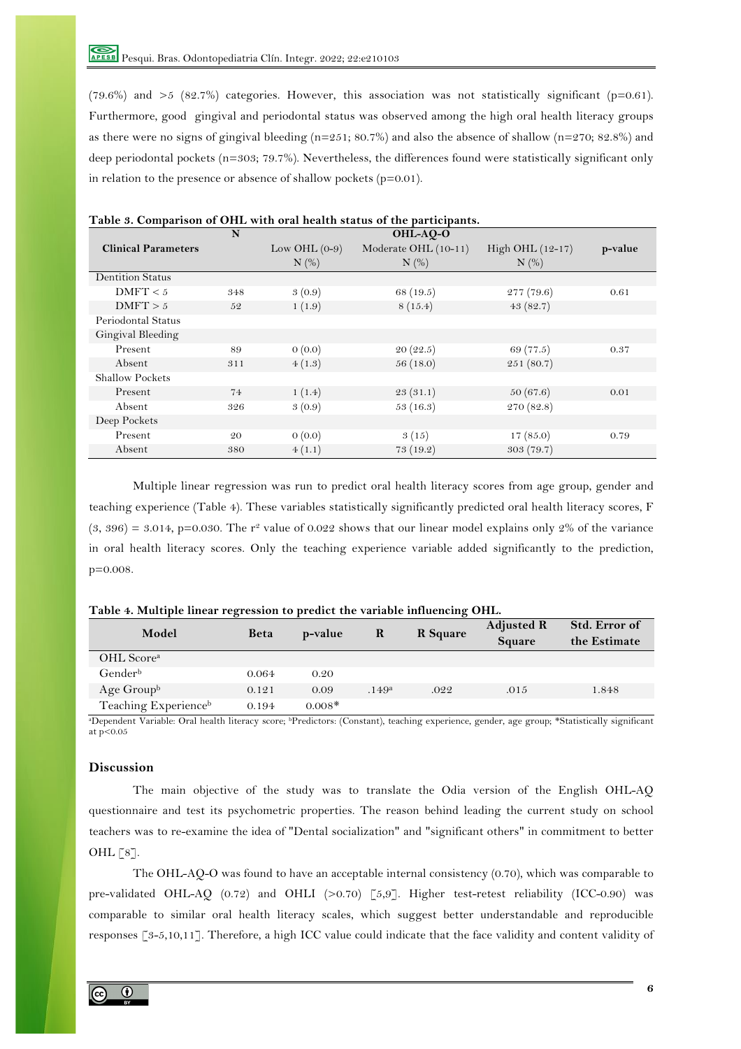(79.6%) and >5 (82.7%) categories. However, this association was not statistically significant (p=0.61). Furthermore, good gingival and periodontal status was observed among the high oral health literacy groups as there were no signs of gingival bleeding (n=251; 80.7%) and also the absence of shallow (n=270; 82.8%) and deep periodontal pockets (n=303; 79.7%). Nevertheless, the differences found were statistically significant only in relation to the presence or absence of shallow pockets (p=0.01).

**Table 3. Comparison of OHL with oral health status of the participants.**

| Clinical Parameters | N | OHL-AQ-O | | | |
|---|---|---|---|---|---|
| | | Low OHL (0-9) N (%) | Moderate OHL (10-11) N (%) | High OHL (12-17) N (%) | p-value |
| Dentition Status | | | | | |
| DMFT < 5 | 348 | 3 (0.9) | 68 (19.5) | 277 (79.6) | 0.61 |
| DMFT > 5 | 52 | 1 (1.9) | 8 (15.4) | 43 (82.7) | |
| Periodontal Status | | | | | |
| Gingival Bleeding | | | | | |
| Present | 89 | 0 (0.0) | 20 (22.5) | 69 (77.5) | 0.37 |
| Absent | 311 | 4 (1.3) | 56 (18.0) | 251 (80.7) | |
| Shallow Pockets | | | | | |
| Present | 74 | 1 (1.4) | 23 (31.1) | 50 (67.6) | 0.01 |
| Absent | 326 | 3 (0.9) | 53 (16.3) | 270 (82.8) | |
| Deep Pockets | | | | | |
| Present | 20 | 0 (0.0) | 3 (15) | 17 (85.0) | 0.79 |
| Absent | 380 | 4 (1.1) | 73 (19.2) | 303 (79.7) | |

Multiple linear regression was run to predict oral health literacy scores from age group, gender and teaching experience (Table 4). These variables statistically significantly predicted oral health literacy scores, $F_{(3, 396)} = 3.014$, p=0.030. The $r^2$ value of 0.022 shows that our linear model explains only 2% of the variance in oral health literacy scores. Only the teaching experience variable added significantly to the prediction, p=0.008.

**Table 4. Multiple linear regression to predict the variable influencing OHL.**

| Model | Beta | p-value | R | R Square | Adjusted R Square | Std. Error of the Estimate |
|---|---|---|---|---|---|---|
| OHL Score[a] | | | | | | |
| Gender[b] | 0.064 | 0.20 | | | | |
| Age Group[b] | 0.121 | 0.09 | .149[a] | .022 | .015 | 1.848 |
| Teaching Experience[b] | 0.194 | 0.008* | | | | |

[a]Dependent Variable: Oral health literacy score; [b]Predictors: (Constant), teaching experience, gender, age group; *Statistically significant at p<0.05

## Discussion

The main objective of the study was to translate the Odia version of the English OHL-AQ questionnaire and test its psychometric properties. The reason behind leading the current study on school teachers was to re-examine the idea of "Dental socialization" and "significant others" in commitment to better OHL [8].

The OHL-AQ-O was found to have an acceptable internal consistency (0.70), which was comparable to pre-validated OHL-AQ (0.72) and OHLI (>0.70) [5,9]. Higher test-retest reliability (ICC-0.90) was comparable to similar oral health literacy scales, which suggest better understandable and reproducible responses [3-5,10,11]. Therefore, a high ICC value could indicate that the face validity and content validity of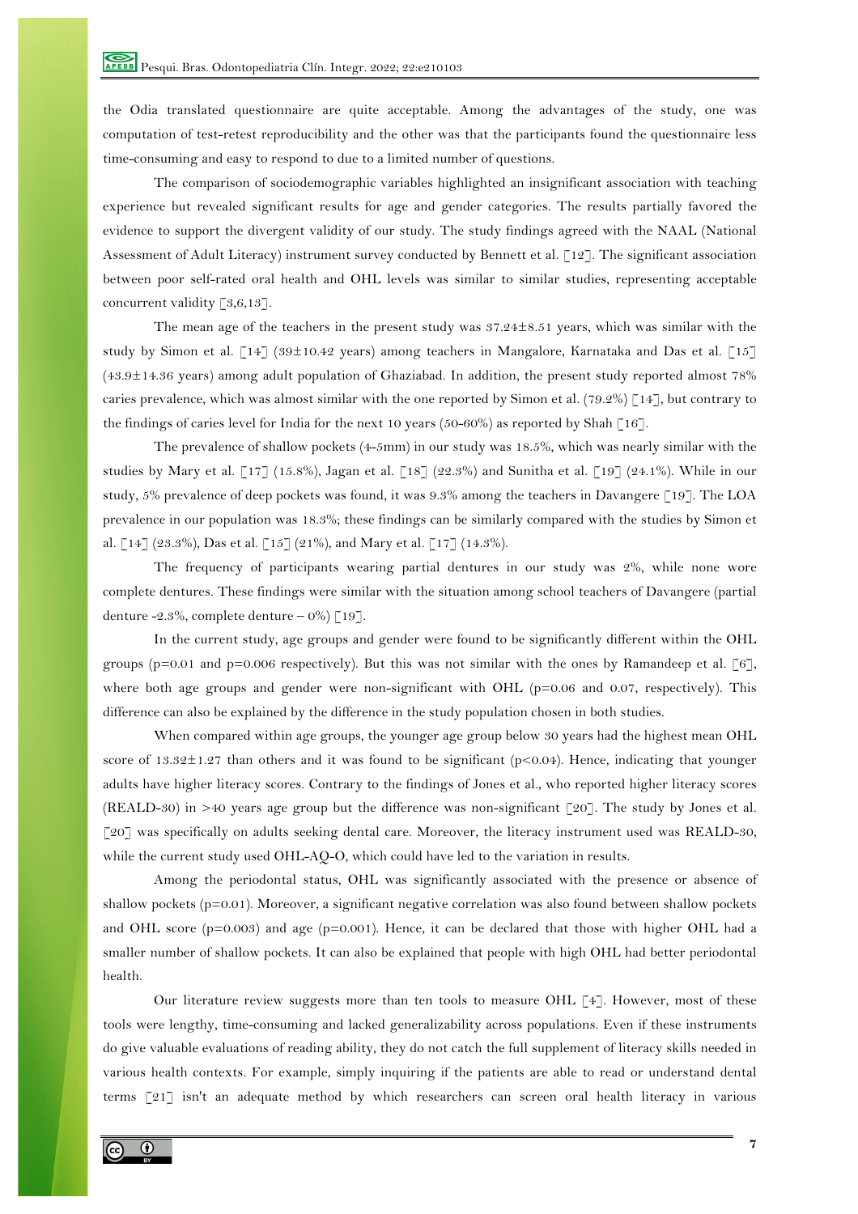the Odia translated questionnaire are quite acceptable. Among the advantages of the study, one was computation of test-retest reproducibility and the other was that the participants found the questionnaire less time-consuming and easy to respond to due to a limited number of questions.

The comparison of sociodemographic variables highlighted an insignificant association with teaching experience but revealed significant results for age and gender categories. The results partially favored the evidence to support the divergent validity of our study. The study findings agreed with the NAAL (National Assessment of Adult Literacy) instrument survey conducted by Bennett et al. [12]. The significant association between poor self-rated oral health and OHL levels was similar to similar studies, representing acceptable concurrent validity [3,6,13].

The mean age of the teachers in the present study was 37.24±8.51 years, which was similar with the study by Simon et al. [14] (39±10.42 years) among teachers in Mangalore, Karnataka and Das et al. [15] (43.9±14.36 years) among adult population of Ghaziabad. In addition, the present study reported almost 78% caries prevalence, which was almost similar with the one reported by Simon et al. (79.2%) [14], but contrary to the findings of caries level for India for the next 10 years (50-60%) as reported by Shah [16].

The prevalence of shallow pockets (4-5mm) in our study was 18.5%, which was nearly similar with the studies by Mary et al. [17] (15.8%), Jagan et al. [18] (22.3%) and Sunitha et al. [19] (24.1%). While in our study, 5% prevalence of deep pockets was found, it was 9.3% among the teachers in Davangere [19]. The LOA prevalence in our population was 18.3%; these findings can be similarly compared with the studies by Simon et al. [14] (23.3%), Das et al. [15] (21%), and Mary et al. [17] (14.3%).

The frequency of participants wearing partial dentures in our study was 2%, while none wore complete dentures. These findings were similar with the situation among school teachers of Davangere (partial denture -2.3%, complete denture – 0%) [19].

In the current study, age groups and gender were found to be significantly different within the OHL groups (p=0.01 and p=0.006 respectively). But this was not similar with the ones by Ramandeep et al. [6], where both age groups and gender were non-significant with OHL (p=0.06 and 0.07, respectively). This difference can also be explained by the difference in the study population chosen in both studies.

When compared within age groups, the younger age group below 30 years had the highest mean OHL score of 13.32±1.27 than others and it was found to be significant (p<0.04). Hence, indicating that younger adults have higher literacy scores. Contrary to the findings of Jones et al., who reported higher literacy scores (REALD-30) in >40 years age group but the difference was non-significant [20]. The study by Jones et al. [20] was specifically on adults seeking dental care. Moreover, the literacy instrument used was REALD-30, while the current study used OHL-AQ-O, which could have led to the variation in results.

Among the periodontal status, OHL was significantly associated with the presence or absence of shallow pockets (p=0.01). Moreover, a significant negative correlation was also found between shallow pockets and OHL score (p=0.003) and age (p=0.001). Hence, it can be declared that those with higher OHL had a smaller number of shallow pockets. It can also be explained that people with high OHL had better periodontal health.

Our literature review suggests more than ten tools to measure OHL [4]. However, most of these tools were lengthy, time-consuming and lacked generalizability across populations. Even if these instruments do give valuable evaluations of reading ability, they do not catch the full supplement of literacy skills needed in various health contexts. For example, simply inquiring if the patients are able to read or understand dental terms [21] isn't an adequate method by which researchers can screen oral health literacy in various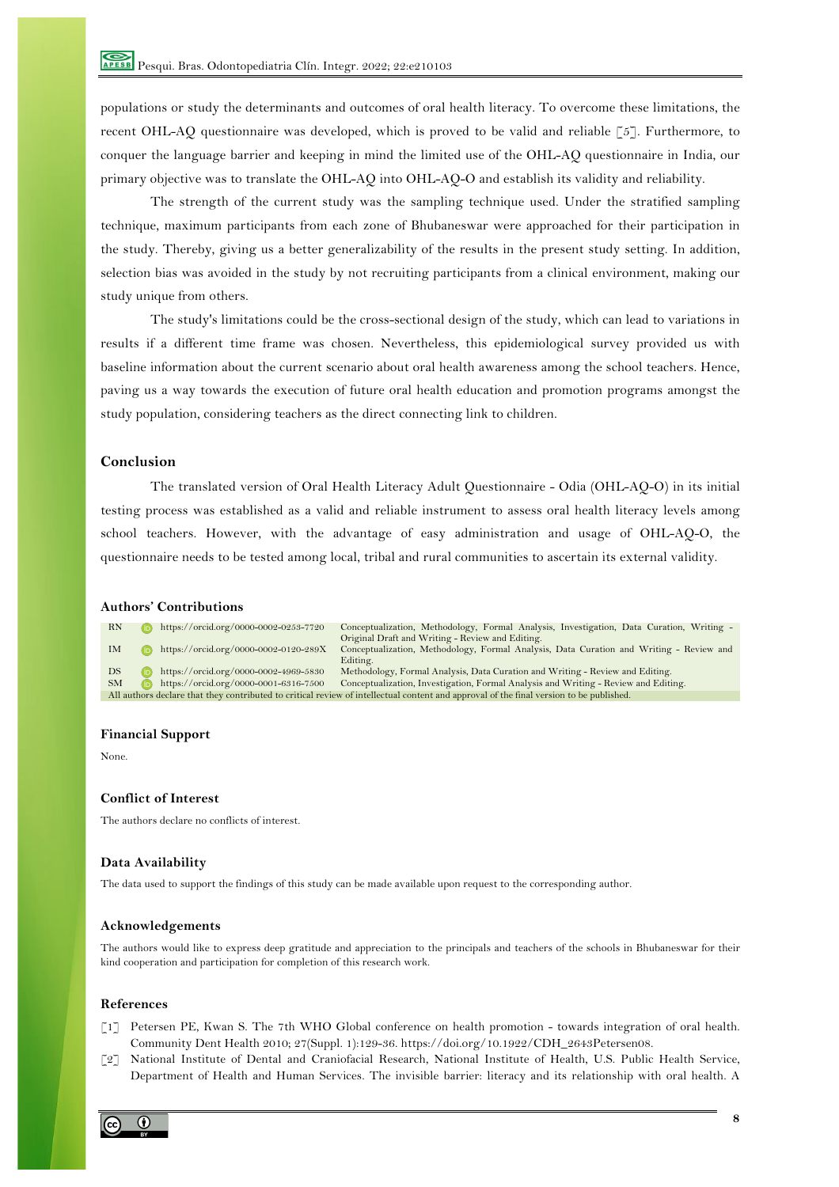populations or study the determinants and outcomes of oral health literacy. To overcome these limitations, the recent OHL-AQ questionnaire was developed, which is proved to be valid and reliable [5]. Furthermore, to conquer the language barrier and keeping in mind the limited use of the OHL-AQ questionnaire in India, our primary objective was to translate the OHL-AQ into OHL-AQ-O and establish its validity and reliability.

The strength of the current study was the sampling technique used. Under the stratified sampling technique, maximum participants from each zone of Bhubaneswar were approached for their participation in the study. Thereby, giving us a better generalizability of the results in the present study setting. In addition, selection bias was avoided in the study by not recruiting participants from a clinical environment, making our study unique from others.

The study's limitations could be the cross-sectional design of the study, which can lead to variations in results if a different time frame was chosen. Nevertheless, this epidemiological survey provided us with baseline information about the current scenario about oral health awareness among the school teachers. Hence, paving us a way towards the execution of future oral health education and promotion programs amongst the study population, considering teachers as the direct connecting link to children.

## Conclusion

The translated version of Oral Health Literacy Adult Questionnaire - Odia (OHL-AQ-O) in its initial testing process was established as a valid and reliable instrument to assess oral health literacy levels among school teachers. However, with the advantage of easy administration and usage of OHL-AQ-O, the questionnaire needs to be tested among local, tribal and rural communities to ascertain its external validity.

## Authors' Contributions

| | | |
|---|---|---|
| RN | https://orcid.org/0000-0002-0253-7720 | Conceptualization, Methodology, Formal Analysis, Investigation, Data Curation, Writing - Original Draft and Writing - Review and Editing. |
| IM | https://orcid.org/0000-0002-0120-289X | Conceptualization, Methodology, Formal Analysis, Data Curation and Writing - Review and Editing. |
| DS | https://orcid.org/0000-0002-4969-5830 | Methodology, Formal Analysis, Data Curation and Writing - Review and Editing. |
| SM | https://orcid.org/0000-0001-6316-7500 | Conceptualization, Investigation, Formal Analysis and Writing - Review and Editing. |

All authors declare that they contributed to critical review of intellectual content and approval of the final version to be published.

## Financial Support

None.

## Conflict of Interest

The authors declare no conflicts of interest.

## Data Availability

The data used to support the findings of this study can be made available upon request to the corresponding author.

## Acknowledgements

The authors would like to express deep gratitude and appreciation to the principals and teachers of the schools in Bhubaneswar for their kind cooperation and participation for completion of this research work.

## References

[1] Petersen PE, Kwan S. The 7th WHO Global conference on health promotion - towards integration of oral health. Community Dent Health 2010; 27(Suppl. 1):129-36. https://doi.org/10.1922/CDH_2643Petersen08.

[2] National Institute of Dental and Craniofacial Research, National Institute of Health, U.S. Public Health Service, Department of Health and Human Services. The invisible barrier: literacy and its relationship with oral health. A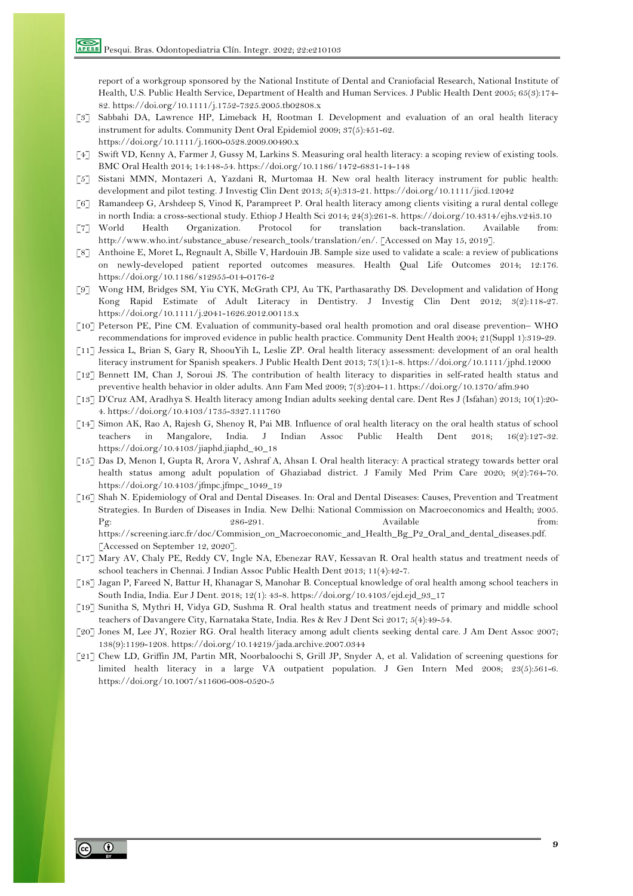report of a workgroup sponsored by the National Institute of Dental and Craniofacial Research, National Institute of Health, U.S. Public Health Service, Department of Health and Human Services. J Public Health Dent 2005; 65(3):174-82. https://doi.org/10.1111/j.1752-7325.2005.tb02808.x

[3] Sabbahi DA, Lawrence HP, Limeback H, Rootman I. Development and evaluation of an oral health literacy instrument for adults. Community Dent Oral Epidemiol 2009; 37(5):451-62. https://doi.org/10.1111/j.1600-0528.2009.00490.x

[4] Swift VD, Kenny A, Farmer J, Gussy M, Larkins S. Measuring oral health literacy: a scoping review of existing tools. BMC Oral Health 2014; 14:148-54. https://doi.org/10.1186/1472-6831-14-148

[5] Sistani MMN, Montazeri A, Yazdani R, Murtomaa H. New oral health literacy instrument for public health: development and pilot testing. J Investig Clin Dent 2013; 5(4):313-21. https://doi.org/10.1111/jicd.12042

[6] Ramandeep G, Arshdeep S, Vinod K, Parampreet P. Oral health literacy among clients visiting a rural dental college in north India: a cross-sectional study. Ethiop J Health Sci 2014; 24(3):261-8. https://doi.org/10.4314/ejhs.v24i3.10

[7] World Health Organization. Protocol for translation back-translation. Available from: http://www.who.int/substance_abuse/research_tools/translation/en/. [Accessed on May 15, 2019].

[8] Anthoine E, Moret L, Regnault A, Sbille V, Hardouin JB. Sample size used to validate a scale: a review of publications on newly-developed patient reported outcomes measures. Health Qual Life Outcomes 2014; 12:176. https://doi.org/10.1186/s12955-014-0176-2

[9] Wong HM, Bridges SM, Yiu CYK, McGrath CPJ, Au TK, Parthasarathy DS. Development and validation of Hong Kong Rapid Estimate of Adult Literacy in Dentistry. J Investig Clin Dent 2012; 3(2):118-27. https://doi.org/10.1111/j.2041-1626.2012.00113.x

[10] Peterson PE, Pine CM. Evaluation of community-based oral health promotion and oral disease prevention– WHO recommendations for improved evidence in public health practice. Community Dent Health 2004; 21(Suppl 1):319-29.

[11] Jessica L, Brian S, Gary R, ShoouYih L, Leslie ZP. Oral health literacy assessment: development of an oral health literacy instrument for Spanish speakers. J Public Health Dent 2013; 73(1):1-8. https://doi.org/10.1111/jphd.12000

[12] Bennett IM, Chan J, Soroui JS. The contribution of health literacy to disparities in self-rated health status and preventive health behavior in older adults. Ann Fam Med 2009; 7(3):204-11. https://doi.org/10.1370/afm.940

[13] D'Cruz AM, Aradhya S. Health literacy among Indian adults seeking dental care. Dent Res J (Isfahan) 2013; 10(1):20-4. https://doi.org/10.4103/1735-3327.111760

[14] Simon AK, Rao A, Rajesh G, Shenoy R, Pai MB. Influence of oral health literacy on the oral health status of school teachers in Mangalore, India. J Indian Assoc Public Health Dent 2018; 16(2):127-32. https://doi.org/10.4103/jiaphd.jiaphd_40_18

[15] Das D, Menon I, Gupta R, Arora V, Ashraf A, Ahsan I. Oral health literacy: A practical strategy towards better oral health status among adult population of Ghaziabad district. J Family Med Prim Care 2020; 9(2):764-70. https://doi.org/10.4103/jfmpc.jfmpc_1049_19

[16] Shah N. Epidemiology of Oral and Dental Diseases. In: Oral and Dental Diseases: Causes, Prevention and Treatment Strategies. In Burden of Diseases in India. New Delhi: National Commission on Macroeconomics and Health; 2005. Pg: 286-291. Available from: https://screening.iarc.fr/doc/Commision_on_Macroeconomic_and_Health_Bg_P2_Oral_and_dental_diseases.pdf. [Accessed on September 12, 2020].

[17] Mary AV, Chaly PE, Reddy CV, Ingle NA, Ebenezar RAV, Kessavan R. Oral health status and treatment needs of school teachers in Chennai. J Indian Assoc Public Health Dent 2013; 11(4):42-7.

[18] Jagan P, Fareed N, Battur H, Khanagar S, Manohar B. Conceptual knowledge of oral health among school teachers in South India, India. Eur J Dent. 2018; 12(1): 43-8. https://doi.org/10.4103/ejd.ejd_93_17

[19] Sunitha S, Mythri H, Vidya GD, Sushma R. Oral health status and treatment needs of primary and middle school teachers of Davangere City, Karnataka State, India. Res & Rev J Dent Sci 2017; 5(4):49-54.

[20] Jones M, Lee JY, Rozier RG. Oral health literacy among adult clients seeking dental care. J Am Dent Assoc 2007; 138(9):1199-1208. https://doi.org/10.14219/jada.archive.2007.0344

[21] Chew LD, Griffin JM, Partin MR, Noorbaloochi S, Grill JP, Snyder A, et al. Validation of screening questions for limited health literacy in a large VA outpatient population. J Gen Intern Med 2008; 23(5):561-6. https://doi.org/10.1007/s11606-008-0520-5